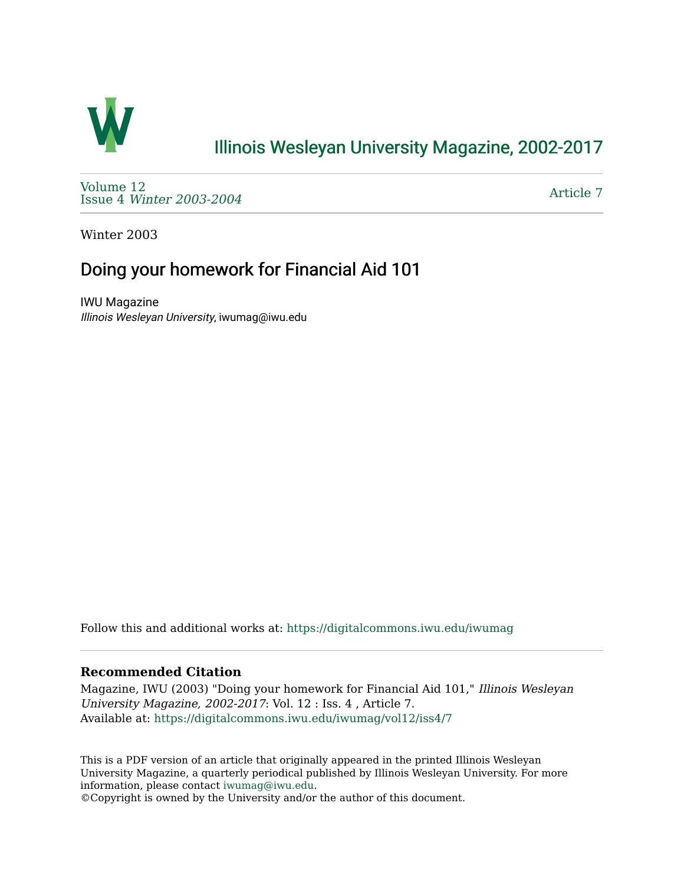# Illinois Wesleyan University Magazine, 2002-2017

Volume 12
Issue 4 *Winter 2003-2004*

Article 7

Winter 2003

## Doing your homework for Financial Aid 101

IWU Magazine
*Illinois Wesleyan University*, iwumag@iwu.edu

Follow this and additional works at: https://digitalcommons.iwu.edu/iwumag

### Recommended Citation

Magazine, IWU (2003) "Doing your homework for Financial Aid 101," *Illinois Wesleyan University Magazine, 2002-2017*: Vol. 12 : Iss. 4 , Article 7.
Available at: https://digitalcommons.iwu.edu/iwumag/vol12/iss4/7

This is a PDF version of an article that originally appeared in the printed Illinois Wesleyan University Magazine, a quarterly periodical published by Illinois Wesleyan University. For more information, please contact iwumag@iwu.edu.
©Copyright is owned by the University and/or the author of this document.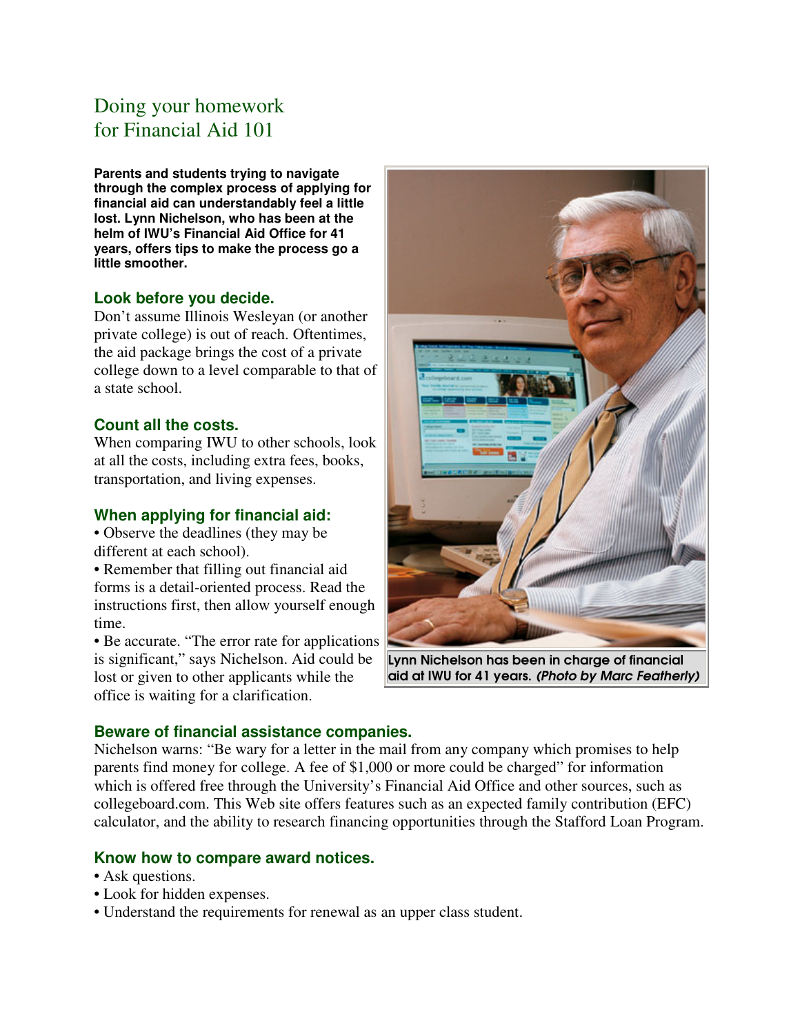# Doing your homework for Financial Aid 101

**Parents and students trying to navigate through the complex process of applying for financial aid can understandably feel a little lost. Lynn Nichelson, who has been at the helm of IWU's Financial Aid Office for 41 years, offers tips to make the process go a little smoother.**

### Look before you decide.

Don't assume Illinois Wesleyan (or another private college) is out of reach. Oftentimes, the aid package brings the cost of a private college down to a level comparable to that of a state school.

### Count all the costs.

When comparing IWU to other schools, look at all the costs, including extra fees, books, transportation, and living expenses.

### When applying for financial aid:

- Observe the deadlines (they may be different at each school).
- Remember that filling out financial aid forms is a detail-oriented process. Read the instructions first, then allow yourself enough time.
- Be accurate. "The error rate for applications is significant," says Nichelson. Aid could be lost or given to other applicants while the office is waiting for a clarification.

**Lynn Nichelson has been in charge of financial aid at IWU for 41 years.** ***(Photo by Marc Featherly)***

### Beware of financial assistance companies.

Nichelson warns: "Be wary for a letter in the mail from any company which promises to help parents find money for college. A fee of $1,000 or more could be charged" for information which is offered free through the University's Financial Aid Office and other sources, such as collegeboard.com. This Web site offers features such as an expected family contribution (EFC) calculator, and the ability to research financing opportunities through the Stafford Loan Program.

### Know how to compare award notices.

- Ask questions.
- Look for hidden expenses.
- Understand the requirements for renewal as an upper class student.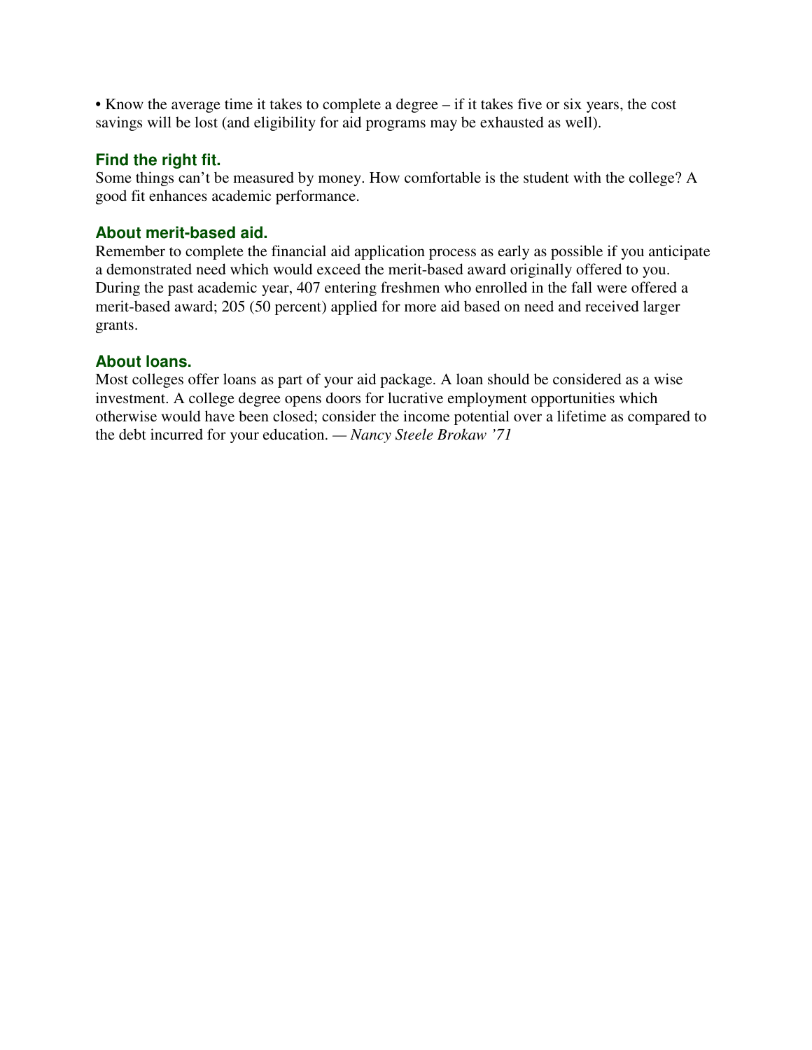- Know the average time it takes to complete a degree – if it takes five or six years, the cost savings will be lost (and eligibility for aid programs may be exhausted as well).

### Find the right fit.

Some things can't be measured by money. How comfortable is the student with the college? A good fit enhances academic performance.

### About merit-based aid.

Remember to complete the financial aid application process as early as possible if you anticipate a demonstrated need which would exceed the merit-based award originally offered to you. During the past academic year, 407 entering freshmen who enrolled in the fall were offered a merit-based award; 205 (50 percent) applied for more aid based on need and received larger grants.

### About loans.

Most colleges offer loans as part of your aid package. A loan should be considered as a wise investment. A college degree opens doors for lucrative employment opportunities which otherwise would have been closed; consider the income potential over a lifetime as compared to the debt incurred for your education. — *Nancy Steele Brokaw '71*